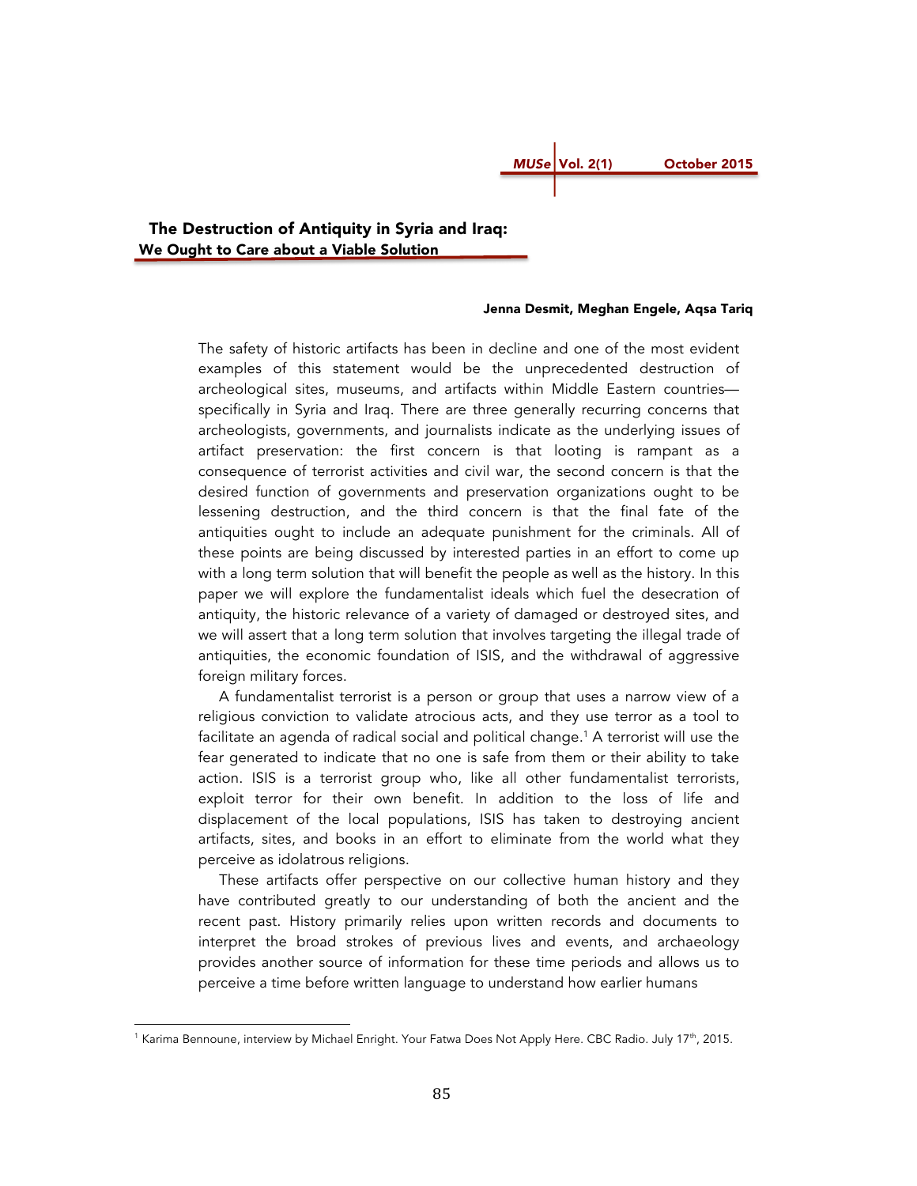# The Destruction of Antiquity in Syria and Iraq: We Ought to Care about a Viable Solution

**Jenna Desmit, Meghan Engele, Aqsa Tariq**

The safety of historic artifacts has been in decline and one of the most evident examples of this statement would be the unprecedented destruction of archeological sites, museums, and artifacts within Middle Eastern countries—specifically in Syria and Iraq. There are three generally recurring concerns that archeologists, governments, and journalists indicate as the underlying issues of artifact preservation: the first concern is that looting is rampant as a consequence of terrorist activities and civil war, the second concern is that the desired function of governments and preservation organizations ought to be lessening destruction, and the third concern is that the final fate of the antiquities ought to include an adequate punishment for the criminals. All of these points are being discussed by interested parties in an effort to come up with a long term solution that will benefit the people as well as the history. In this paper we will explore the fundamentalist ideals which fuel the desecration of antiquity, the historic relevance of a variety of damaged or destroyed sites, and we will assert that a long term solution that involves targeting the illegal trade of antiquities, the economic foundation of ISIS, and the withdrawal of aggressive foreign military forces.

A fundamentalist terrorist is a person or group that uses a narrow view of a religious conviction to validate atrocious acts, and they use terror as a tool to facilitate an agenda of radical social and political change.[1] A terrorist will use the fear generated to indicate that no one is safe from them or their ability to take action. ISIS is a terrorist group who, like all other fundamentalist terrorists, exploit terror for their own benefit. In addition to the loss of life and displacement of the local populations, ISIS has taken to destroying ancient artifacts, sites, and books in an effort to eliminate from the world what they perceive as idolatrous religions.

These artifacts offer perspective on our collective human history and they have contributed greatly to our understanding of both the ancient and the recent past. History primarily relies upon written records and documents to interpret the broad strokes of previous lives and events, and archaeology provides another source of information for these time periods and allows us to perceive a time before written language to understand how earlier humans

---

[1] Karima Bennoune, interview by Michael Enright. Your Fatwa Does Not Apply Here. CBC Radio. July 17th, 2015.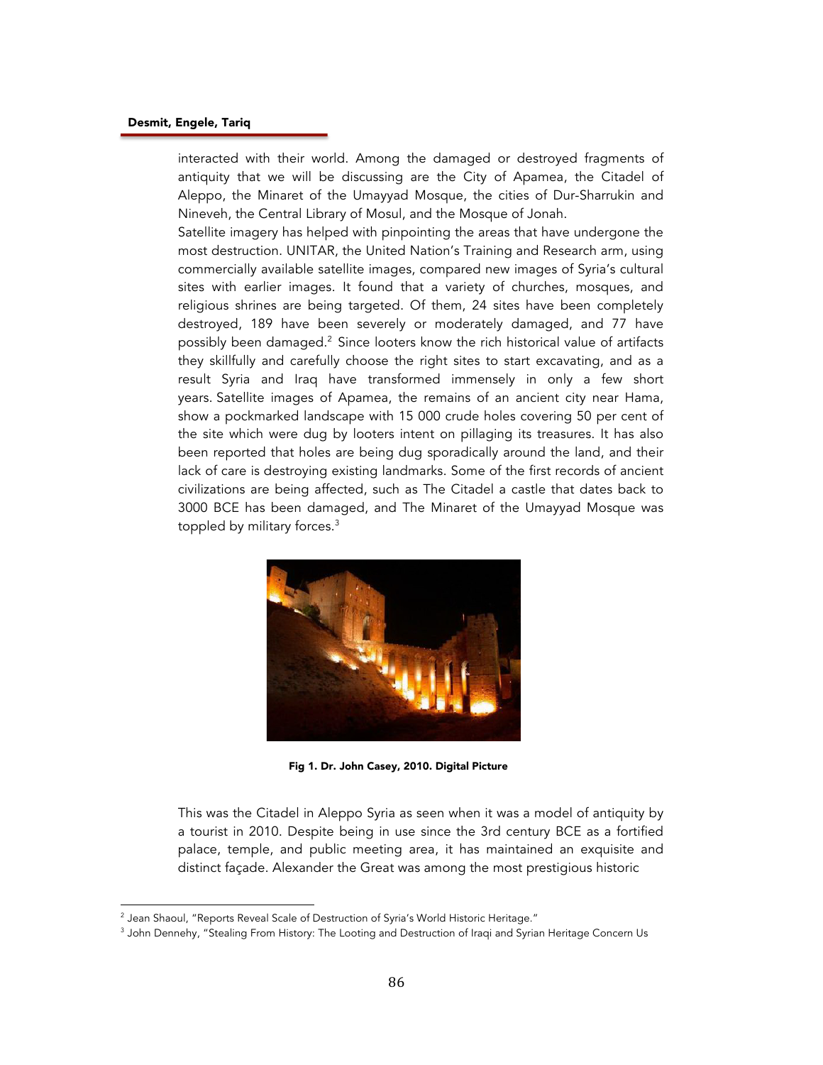interacted with their world. Among the damaged or destroyed fragments of antiquity that we will be discussing are the City of Apamea, the Citadel of Aleppo, the Minaret of the Umayyad Mosque, the cities of Dur-Sharrukin and Nineveh, the Central Library of Mosul, and the Mosque of Jonah.

Satellite imagery has helped with pinpointing the areas that have undergone the most destruction. UNITAR, the United Nation's Training and Research arm, using commercially available satellite images, compared new images of Syria's cultural sites with earlier images. It found that a variety of churches, mosques, and religious shrines are being targeted. Of them, 24 sites have been completely destroyed, 189 have been severely or moderately damaged, and 77 have possibly been damaged.[2] Since looters know the rich historical value of artifacts they skillfully and carefully choose the right sites to start excavating, and as a result Syria and Iraq have transformed immensely in only a few short years. Satellite images of Apamea, the remains of an ancient city near Hama, show a pockmarked landscape with 15 000 crude holes covering 50 per cent of the site which were dug by looters intent on pillaging its treasures. It has also been reported that holes are being dug sporadically around the land, and their lack of care is destroying existing landmarks. Some of the first records of ancient civilizations are being affected, such as The Citadel a castle that dates back to 3000 BCE has been damaged, and The Minaret of the Umayyad Mosque was toppled by military forces.[3]

**Fig 1. Dr. John Casey, 2010. Digital Picture**

This was the Citadel in Aleppo Syria as seen when it was a model of antiquity by a tourist in 2010. Despite being in use since the 3rd century BCE as a fortified palace, temple, and public meeting area, it has maintained an exquisite and distinct façade. Alexander the Great was among the most prestigious historic

[2] Jean Shaoul, "Reports Reveal Scale of Destruction of Syria's World Historic Heritage."

[3] John Dennehy, "Stealing From History: The Looting and Destruction of Iraqi and Syrian Heritage Concern Us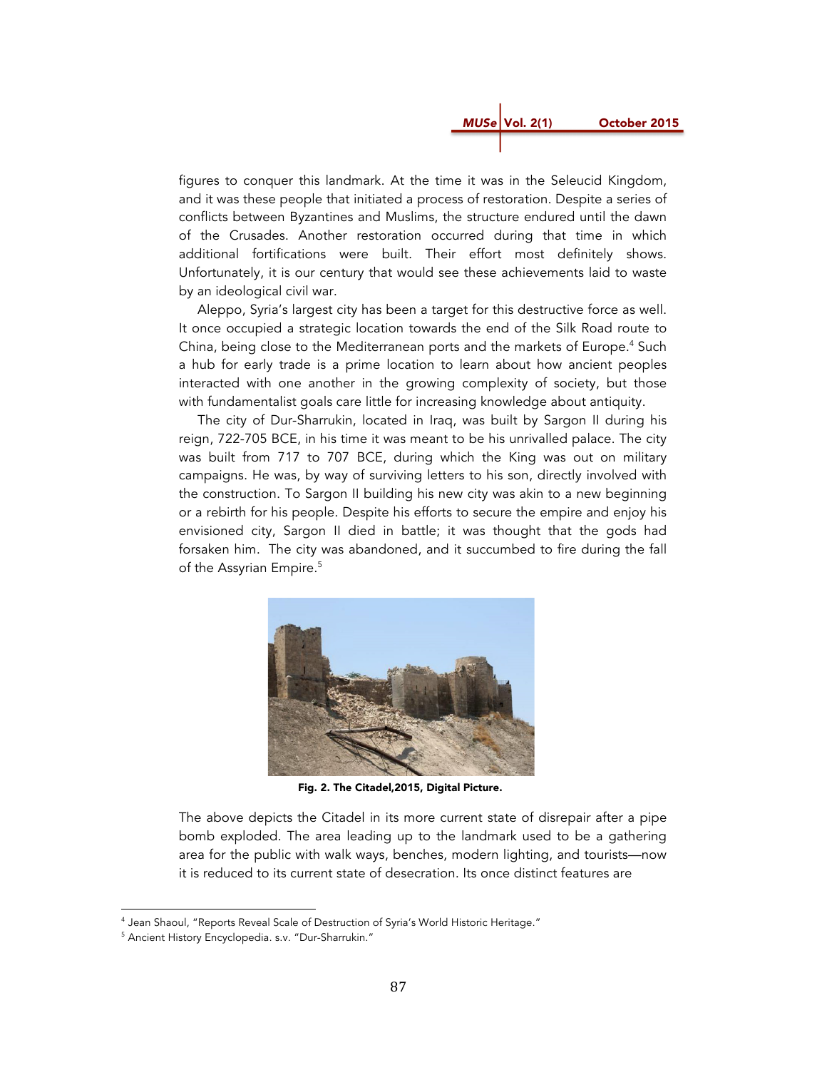figures to conquer this landmark. At the time it was in the Seleucid Kingdom, and it was these people that initiated a process of restoration. Despite a series of conflicts between Byzantines and Muslims, the structure endured until the dawn of the Crusades. Another restoration occurred during that time in which additional fortifications were built. Their effort most definitely shows. Unfortunately, it is our century that would see these achievements laid to waste by an ideological civil war.

Aleppo, Syria's largest city has been a target for this destructive force as well. It once occupied a strategic location towards the end of the Silk Road route to China, being close to the Mediterranean ports and the markets of Europe.[4] Such a hub for early trade is a prime location to learn about how ancient peoples interacted with one another in the growing complexity of society, but those with fundamentalist goals care little for increasing knowledge about antiquity.

The city of Dur-Sharrukin, located in Iraq, was built by Sargon II during his reign, 722-705 BCE, in his time it was meant to be his unrivalled palace. The city was built from 717 to 707 BCE, during which the King was out on military campaigns. He was, by way of surviving letters to his son, directly involved with the construction. To Sargon II building his new city was akin to a new beginning or a rebirth for his people. Despite his efforts to secure the empire and enjoy his envisioned city, Sargon II died in battle; it was thought that the gods had forsaken him. The city was abandoned, and it succumbed to fire during the fall of the Assyrian Empire.[5]

**Fig. 2. The Citadel,2015, Digital Picture.**

The above depicts the Citadel in its more current state of disrepair after a pipe bomb exploded. The area leading up to the landmark used to be a gathering area for the public with walk ways, benches, modern lighting, and tourists—now it is reduced to its current state of desecration. Its once distinct features are

---

[4] Jean Shaoul, "Reports Reveal Scale of Destruction of Syria's World Historic Heritage."

[5] Ancient History Encyclopedia. s.v. "Dur-Sharrukin."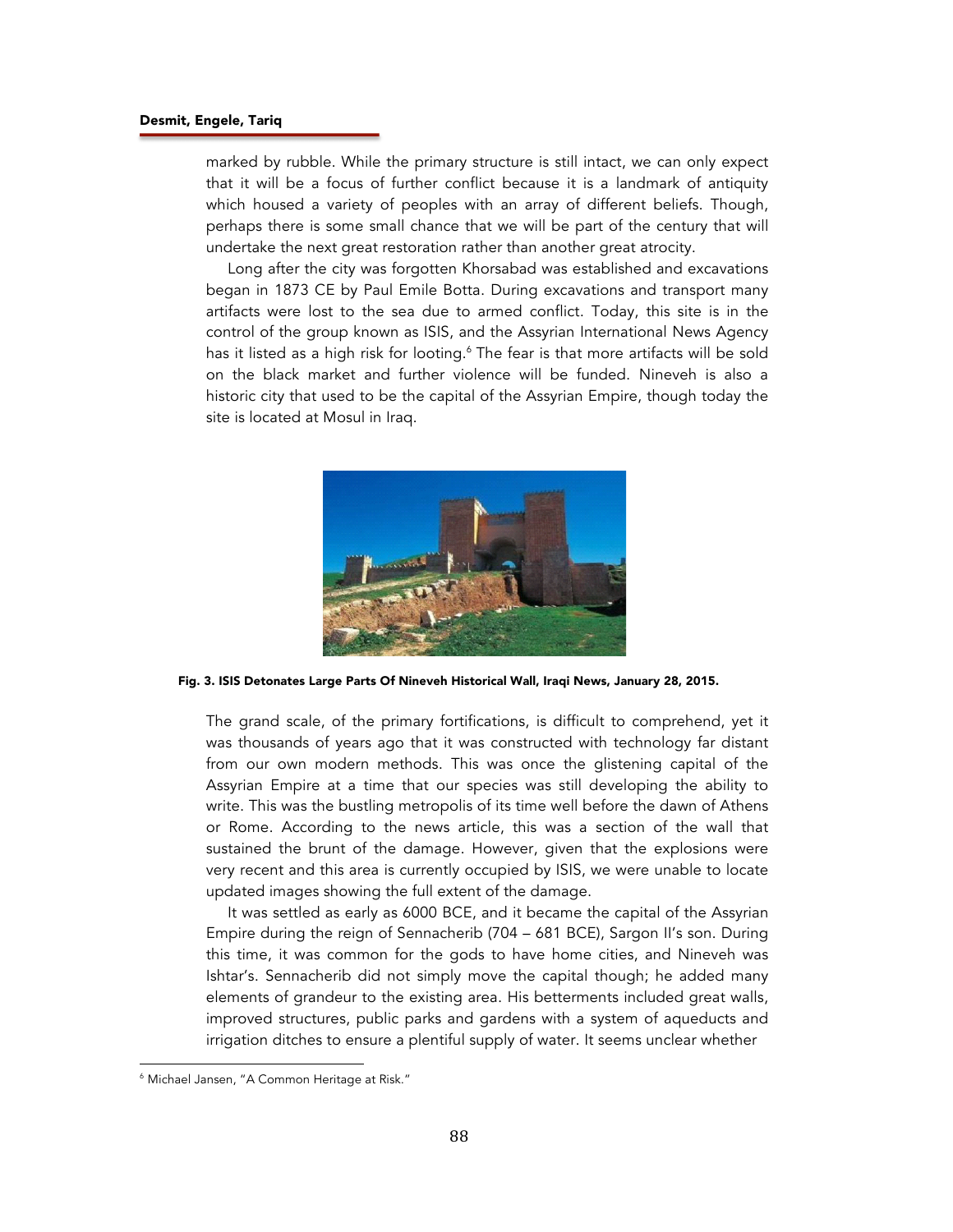marked by rubble. While the primary structure is still intact, we can only expect that it will be a focus of further conflict because it is a landmark of antiquity which housed a variety of peoples with an array of different beliefs. Though, perhaps there is some small chance that we will be part of the century that will undertake the next great restoration rather than another great atrocity.

Long after the city was forgotten Khorsabad was established and excavations began in 1873 CE by Paul Emile Botta. During excavations and transport many artifacts were lost to the sea due to armed conflict. Today, this site is in the control of the group known as ISIS, and the Assyrian International News Agency has it listed as a high risk for looting.[6] The fear is that more artifacts will be sold on the black market and further violence will be funded. Nineveh is also a historic city that used to be the capital of the Assyrian Empire, though today the site is located at Mosul in Iraq.

**Fig. 3. ISIS Detonates Large Parts Of Nineveh Historical Wall, Iraqi News, January 28, 2015.**

The grand scale, of the primary fortifications, is difficult to comprehend, yet it was thousands of years ago that it was constructed with technology far distant from our own modern methods. This was once the glistening capital of the Assyrian Empire at a time that our species was still developing the ability to write. This was the bustling metropolis of its time well before the dawn of Athens or Rome. According to the news article, this was a section of the wall that sustained the brunt of the damage. However, given that the explosions were very recent and this area is currently occupied by ISIS, we were unable to locate updated images showing the full extent of the damage.

It was settled as early as 6000 BCE, and it became the capital of the Assyrian Empire during the reign of Sennacherib (704 – 681 BCE), Sargon II's son. During this time, it was common for the gods to have home cities, and Nineveh was Ishtar's. Sennacherib did not simply move the capital though; he added many elements of grandeur to the existing area. His betterments included great walls, improved structures, public parks and gardens with a system of aqueducts and irrigation ditches to ensure a plentiful supply of water. It seems unclear whether

[6] Michael Jansen, "A Common Heritage at Risk."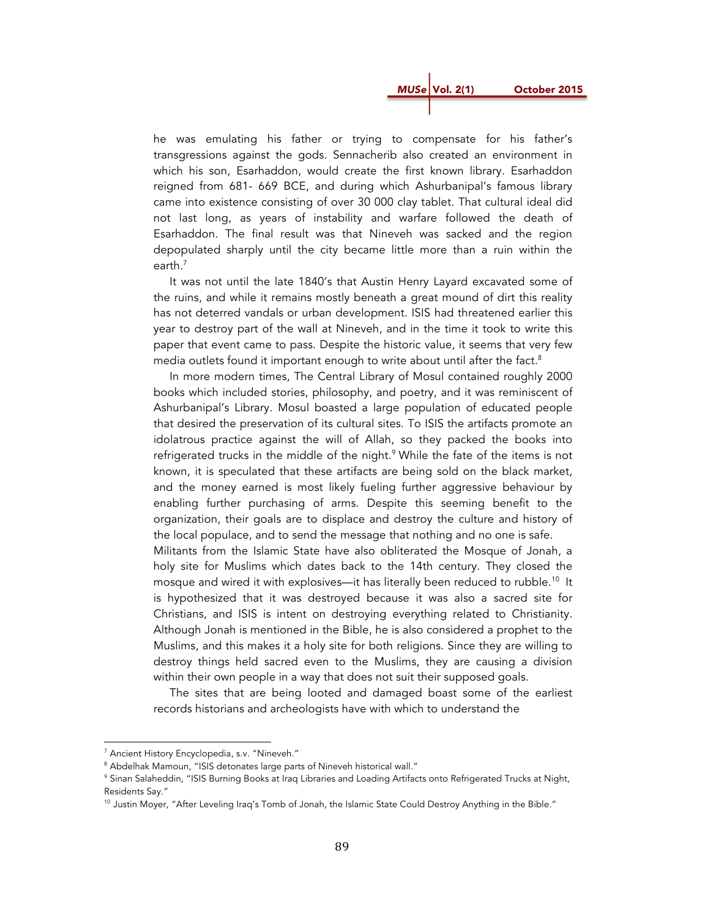he was emulating his father or trying to compensate for his father's transgressions against the gods. Sennacherib also created an environment in which his son, Esarhaddon, would create the first known library. Esarhaddon reigned from 681- 669 BCE, and during which Ashurbanipal's famous library came into existence consisting of over 30 000 clay tablet. That cultural ideal did not last long, as years of instability and warfare followed the death of Esarhaddon. The final result was that Nineveh was sacked and the region depopulated sharply until the city became little more than a ruin within the earth.[7]

It was not until the late 1840's that Austin Henry Layard excavated some of the ruins, and while it remains mostly beneath a great mound of dirt this reality has not deterred vandals or urban development. ISIS had threatened earlier this year to destroy part of the wall at Nineveh, and in the time it took to write this paper that event came to pass. Despite the historic value, it seems that very few media outlets found it important enough to write about until after the fact.[8]

In more modern times, The Central Library of Mosul contained roughly 2000 books which included stories, philosophy, and poetry, and it was reminiscent of Ashurbanipal's Library. Mosul boasted a large population of educated people that desired the preservation of its cultural sites. To ISIS the artifacts promote an idolatrous practice against the will of Allah, so they packed the books into refrigerated trucks in the middle of the night.[9] While the fate of the items is not known, it is speculated that these artifacts are being sold on the black market, and the money earned is most likely fueling further aggressive behaviour by enabling further purchasing of arms. Despite this seeming benefit to the organization, their goals are to displace and destroy the culture and history of the local populace, and to send the message that nothing and no one is safe.

Militants from the Islamic State have also obliterated the Mosque of Jonah, a holy site for Muslims which dates back to the 14th century. They closed the mosque and wired it with explosives—it has literally been reduced to rubble.[10] It is hypothesized that it was destroyed because it was also a sacred site for Christians, and ISIS is intent on destroying everything related to Christianity. Although Jonah is mentioned in the Bible, he is also considered a prophet to the Muslims, and this makes it a holy site for both religions. Since they are willing to destroy things held sacred even to the Muslims, they are causing a division within their own people in a way that does not suit their supposed goals.

The sites that are being looted and damaged boast some of the earliest records historians and archeologists have with which to understand the

---

[7] Ancient History Encyclopedia, s.v. "Nineveh."

[8] Abdelhak Mamoun, "ISIS detonates large parts of Nineveh historical wall."

[9] Sinan Salaheddin, "ISIS Burning Books at Iraq Libraries and Loading Artifacts onto Refrigerated Trucks at Night, Residents Say."

[10] Justin Moyer, "After Leveling Iraq's Tomb of Jonah, the Islamic State Could Destroy Anything in the Bible."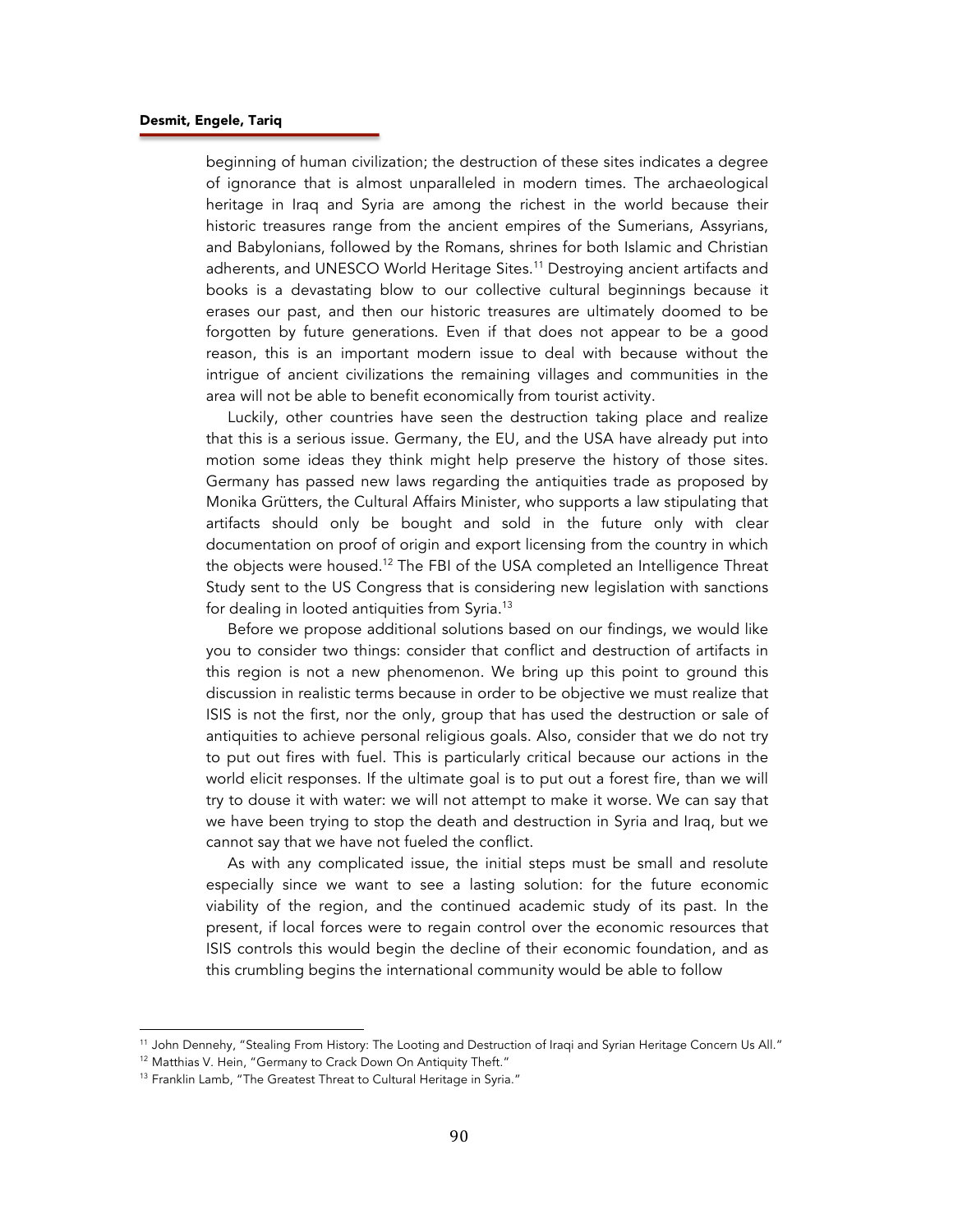beginning of human civilization; the destruction of these sites indicates a degree of ignorance that is almost unparalleled in modern times. The archaeological heritage in Iraq and Syria are among the richest in the world because their historic treasures range from the ancient empires of the Sumerians, Assyrians, and Babylonians, followed by the Romans, shrines for both Islamic and Christian adherents, and UNESCO World Heritage Sites.[11] Destroying ancient artifacts and books is a devastating blow to our collective cultural beginnings because it erases our past, and then our historic treasures are ultimately doomed to be forgotten by future generations. Even if that does not appear to be a good reason, this is an important modern issue to deal with because without the intrigue of ancient civilizations the remaining villages and communities in the area will not be able to benefit economically from tourist activity.

Luckily, other countries have seen the destruction taking place and realize that this is a serious issue. Germany, the EU, and the USA have already put into motion some ideas they think might help preserve the history of those sites. Germany has passed new laws regarding the antiquities trade as proposed by Monika Grütters, the Cultural Affairs Minister, who supports a law stipulating that artifacts should only be bought and sold in the future only with clear documentation on proof of origin and export licensing from the country in which the objects were housed.[12] The FBI of the USA completed an Intelligence Threat Study sent to the US Congress that is considering new legislation with sanctions for dealing in looted antiquities from Syria.[13]

Before we propose additional solutions based on our findings, we would like you to consider two things: consider that conflict and destruction of artifacts in this region is not a new phenomenon. We bring up this point to ground this discussion in realistic terms because in order to be objective we must realize that ISIS is not the first, nor the only, group that has used the destruction or sale of antiquities to achieve personal religious goals. Also, consider that we do not try to put out fires with fuel. This is particularly critical because our actions in the world elicit responses. If the ultimate goal is to put out a forest fire, than we will try to douse it with water: we will not attempt to make it worse. We can say that we have been trying to stop the death and destruction in Syria and Iraq, but we cannot say that we have not fueled the conflict.

As with any complicated issue, the initial steps must be small and resolute especially since we want to see a lasting solution: for the future economic viability of the region, and the continued academic study of its past. In the present, if local forces were to regain control over the economic resources that ISIS controls this would begin the decline of their economic foundation, and as this crumbling begins the international community would be able to follow

---

[11] John Dennehy, "Stealing From History: The Looting and Destruction of Iraqi and Syrian Heritage Concern Us All."

[12] Matthias V. Hein, "Germany to Crack Down On Antiquity Theft."

[13] Franklin Lamb, "The Greatest Threat to Cultural Heritage in Syria."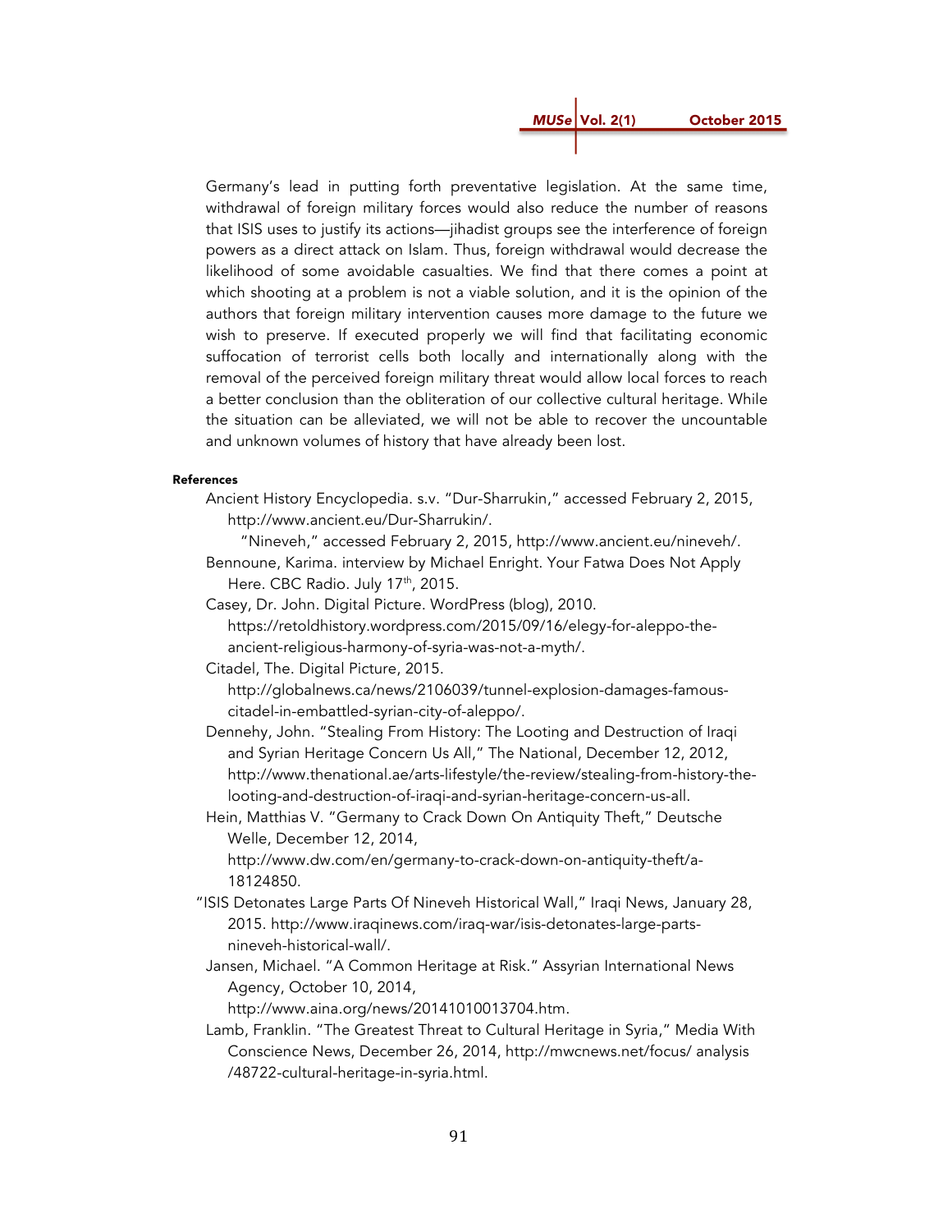Germany's lead in putting forth preventative legislation. At the same time, withdrawal of foreign military forces would also reduce the number of reasons that ISIS uses to justify its actions—jihadist groups see the interference of foreign powers as a direct attack on Islam. Thus, foreign withdrawal would decrease the likelihood of some avoidable casualties. We find that there comes a point at which shooting at a problem is not a viable solution, and it is the opinion of the authors that foreign military intervention causes more damage to the future we wish to preserve. If executed properly we will find that facilitating economic suffocation of terrorist cells both locally and internationally along with the removal of the perceived foreign military threat would allow local forces to reach a better conclusion than the obliteration of our collective cultural heritage. While the situation can be alleviated, we will not be able to recover the uncountable and unknown volumes of history that have already been lost.

**References**

Ancient History Encyclopedia. s.v. "Dur-Sharrukin," accessed February 2, 2015, http://www.ancient.eu/Dur-Sharrukin/.

"Nineveh," accessed February 2, 2015, http://www.ancient.eu/nineveh/.

Bennoune, Karima. interview by Michael Enright. Your Fatwa Does Not Apply Here. CBC Radio. July 17th, 2015.

Casey, Dr. John. Digital Picture. WordPress (blog), 2010. https://retoldhistory.wordpress.com/2015/09/16/elegy-for-aleppo-the-ancient-religious-harmony-of-syria-was-not-a-myth/.

Citadel, The. Digital Picture, 2015. http://globalnews.ca/news/2106039/tunnel-explosion-damages-famous-citadel-in-embattled-syrian-city-of-aleppo/.

Dennehy, John. "Stealing From History: The Looting and Destruction of Iraqi and Syrian Heritage Concern Us All," The National, December 12, 2012, http://www.thenational.ae/arts-lifestyle/the-review/stealing-from-history-the-looting-and-destruction-of-iraqi-and-syrian-heritage-concern-us-all.

Hein, Matthias V. "Germany to Crack Down On Antiquity Theft," Deutsche Welle, December 12, 2014, http://www.dw.com/en/germany-to-crack-down-on-antiquity-theft/a-18124850.

"ISIS Detonates Large Parts Of Nineveh Historical Wall," Iraqi News, January 28, 2015. http://www.iraqinews.com/iraq-war/isis-detonates-large-parts-nineveh-historical-wall/.

Jansen, Michael. "A Common Heritage at Risk." Assyrian International News Agency, October 10, 2014, http://www.aina.org/news/20141010013704.htm.

Lamb, Franklin. "The Greatest Threat to Cultural Heritage in Syria," Media With Conscience News, December 26, 2014, http://mwcnews.net/focus/ analysis /48722-cultural-heritage-in-syria.html.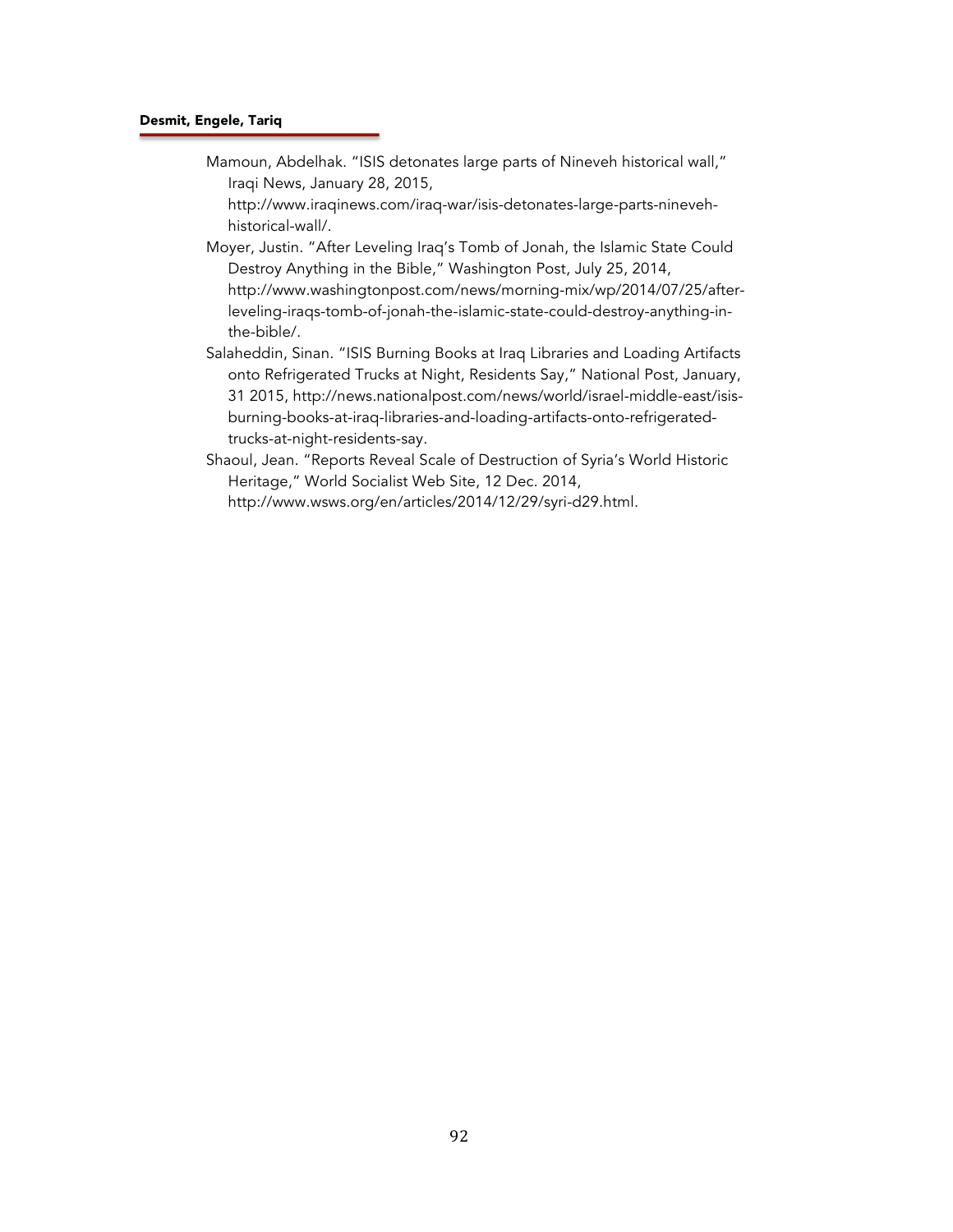Mamoun, Abdelhak. "ISIS detonates large parts of Nineveh historical wall," Iraqi News, January 28, 2015, http://www.iraqinews.com/iraq-war/isis-detonates-large-parts-nineveh-historical-wall/.

Moyer, Justin. "After Leveling Iraq's Tomb of Jonah, the Islamic State Could Destroy Anything in the Bible," Washington Post, July 25, 2014, http://www.washingtonpost.com/news/morning-mix/wp/2014/07/25/after-leveling-iraqs-tomb-of-jonah-the-islamic-state-could-destroy-anything-in-the-bible/.

Salaheddin, Sinan. "ISIS Burning Books at Iraq Libraries and Loading Artifacts onto Refrigerated Trucks at Night, Residents Say," National Post, January, 31 2015, http://news.nationalpost.com/news/world/israel-middle-east/isis-burning-books-at-iraq-libraries-and-loading-artifacts-onto-refrigerated-trucks-at-night-residents-say.

Shaoul, Jean. "Reports Reveal Scale of Destruction of Syria's World Historic Heritage," World Socialist Web Site, 12 Dec. 2014, http://www.wsws.org/en/articles/2014/12/29/syri-d29.html.